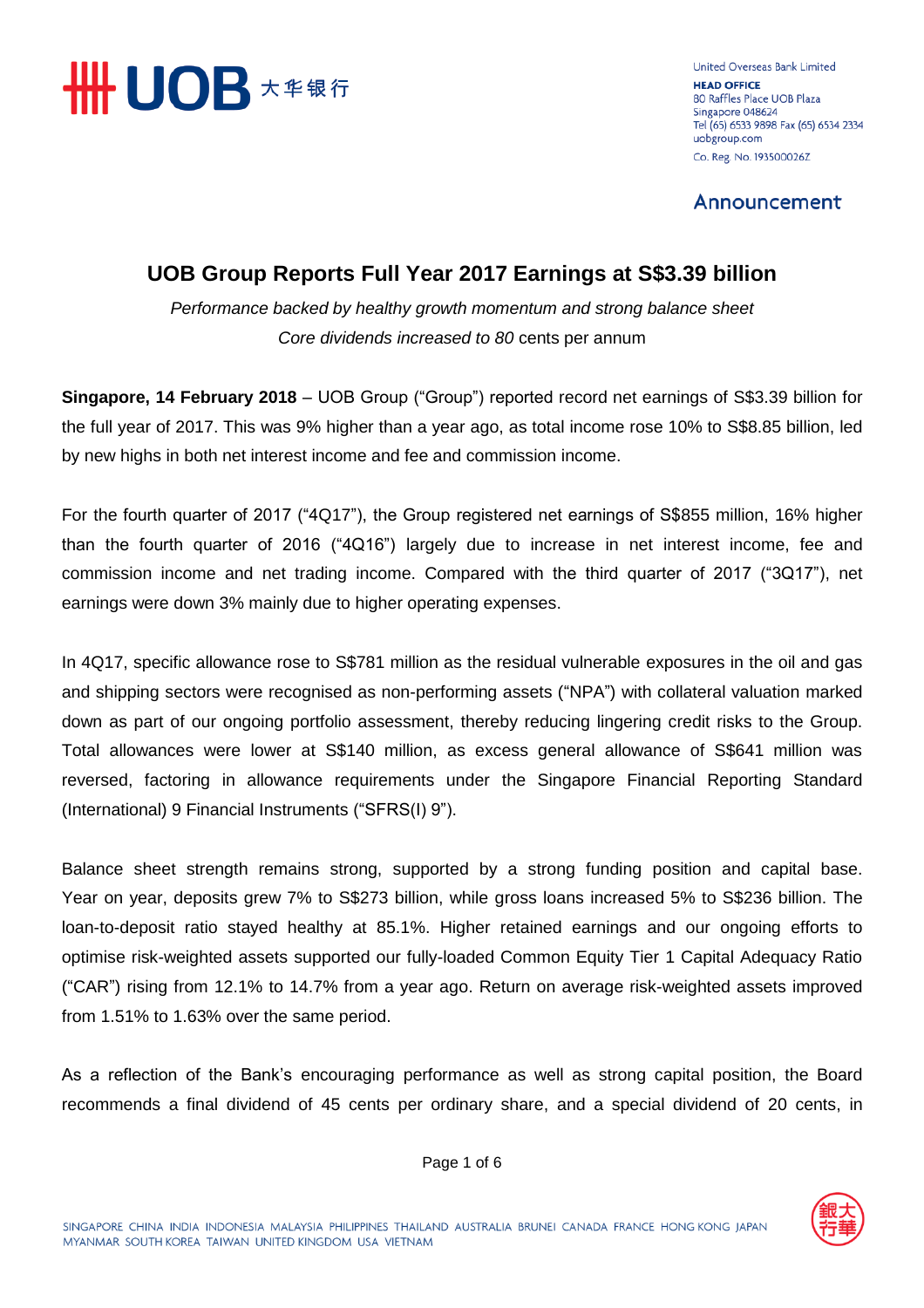United Overseas Bank Limited
**HEAD OFFICE**
80 Raffles Place UOB Plaza
Singapore 048624
Tel (65) 6533 9898 Fax (65) 6534 2334
uobgroup.com
Co. Reg. No. 193500026Z

Announcement

# UOB Group Reports Full Year 2017 Earnings at S$3.39 billion

*Performance backed by healthy growth momentum and strong balance sheet*
*Core dividends increased to 80* cents per annum

**Singapore, 14 February 2018** – UOB Group ("Group") reported record net earnings of S$3.39 billion for the full year of 2017. This was 9% higher than a year ago, as total income rose 10% to S$8.85 billion, led by new highs in both net interest income and fee and commission income.

For the fourth quarter of 2017 ("4Q17"), the Group registered net earnings of S$855 million, 16% higher than the fourth quarter of 2016 ("4Q16") largely due to increase in net interest income, fee and commission income and net trading income. Compared with the third quarter of 2017 ("3Q17"), net earnings were down 3% mainly due to higher operating expenses.

In 4Q17, specific allowance rose to S$781 million as the residual vulnerable exposures in the oil and gas and shipping sectors were recognised as non-performing assets ("NPA") with collateral valuation marked down as part of our ongoing portfolio assessment, thereby reducing lingering credit risks to the Group. Total allowances were lower at S$140 million, as excess general allowance of S$641 million was reversed, factoring in allowance requirements under the Singapore Financial Reporting Standard (International) 9 Financial Instruments ("SFRS(I) 9").

Balance sheet strength remains strong, supported by a strong funding position and capital base. Year on year, deposits grew 7% to S$273 billion, while gross loans increased 5% to S$236 billion. The loan-to-deposit ratio stayed healthy at 85.1%. Higher retained earnings and our ongoing efforts to optimise risk-weighted assets supported our fully-loaded Common Equity Tier 1 Capital Adequacy Ratio ("CAR") rising from 12.1% to 14.7% from a year ago. Return on average risk-weighted assets improved from 1.51% to 1.63% over the same period.

As a reflection of the Bank's encouraging performance as well as strong capital position, the Board recommends a final dividend of 45 cents per ordinary share, and a special dividend of 20 cents, in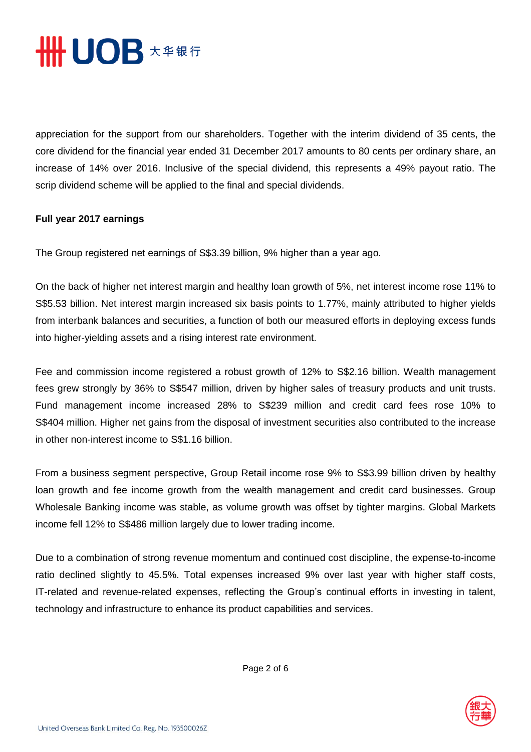appreciation for the support from our shareholders. Together with the interim dividend of 35 cents, the core dividend for the financial year ended 31 December 2017 amounts to 80 cents per ordinary share, an increase of 14% over 2016. Inclusive of the special dividend, this represents a 49% payout ratio. The scrip dividend scheme will be applied to the final and special dividends.

**Full year 2017 earnings**

The Group registered net earnings of S$3.39 billion, 9% higher than a year ago.

On the back of higher net interest margin and healthy loan growth of 5%, net interest income rose 11% to S$5.53 billion. Net interest margin increased six basis points to 1.77%, mainly attributed to higher yields from interbank balances and securities, a function of both our measured efforts in deploying excess funds into higher-yielding assets and a rising interest rate environment.

Fee and commission income registered a robust growth of 12% to S$2.16 billion. Wealth management fees grew strongly by 36% to S$547 million, driven by higher sales of treasury products and unit trusts. Fund management income increased 28% to S$239 million and credit card fees rose 10% to S$404 million. Higher net gains from the disposal of investment securities also contributed to the increase in other non-interest income to S$1.16 billion.

From a business segment perspective, Group Retail income rose 9% to S$3.99 billion driven by healthy loan growth and fee income growth from the wealth management and credit card businesses. Group Wholesale Banking income was stable, as volume growth was offset by tighter margins. Global Markets income fell 12% to S$486 million largely due to lower trading income.

Due to a combination of strong revenue momentum and continued cost discipline, the expense-to-income ratio declined slightly to 45.5%. Total expenses increased 9% over last year with higher staff costs, IT-related and revenue-related expenses, reflecting the Group's continual efforts in investing in talent, technology and infrastructure to enhance its product capabilities and services.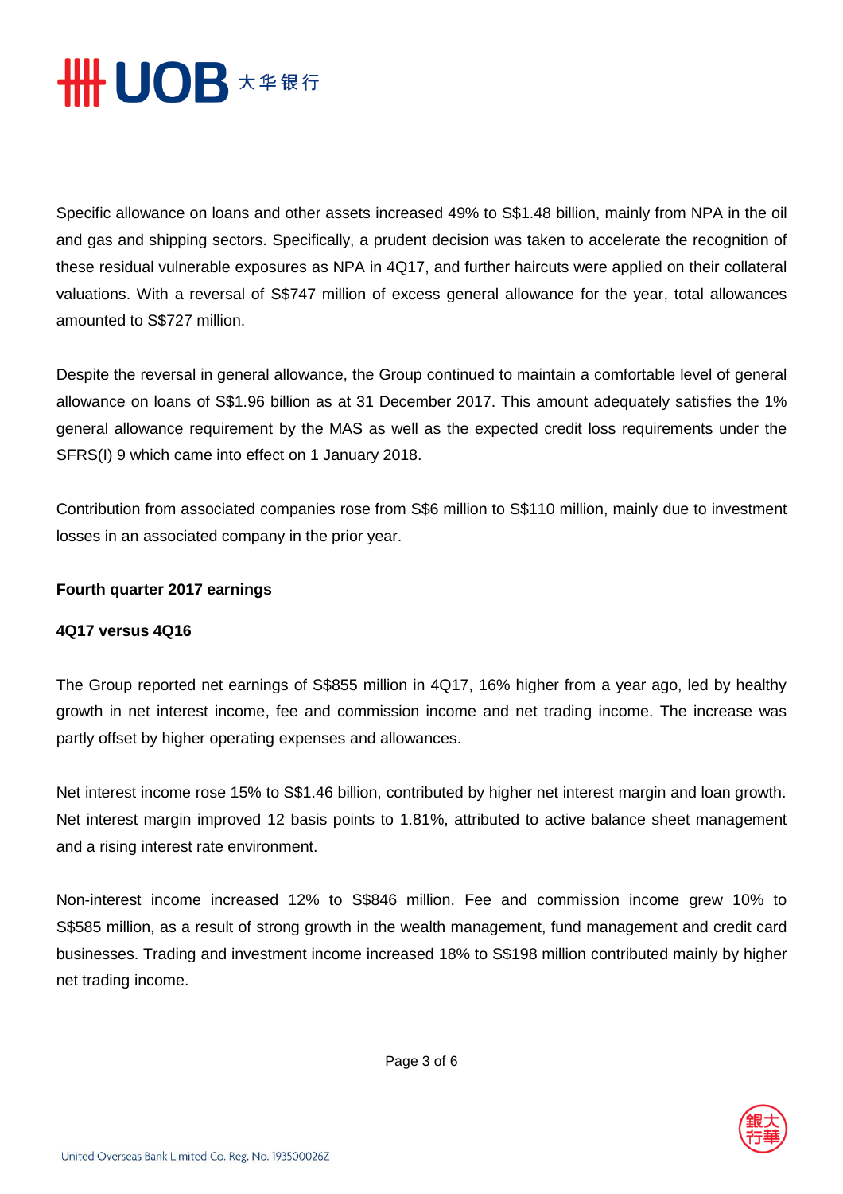Specific allowance on loans and other assets increased 49% to S$1.48 billion, mainly from NPA in the oil and gas and shipping sectors. Specifically, a prudent decision was taken to accelerate the recognition of these residual vulnerable exposures as NPA in 4Q17, and further haircuts were applied on their collateral valuations. With a reversal of S$747 million of excess general allowance for the year, total allowances amounted to S$727 million.

Despite the reversal in general allowance, the Group continued to maintain a comfortable level of general allowance on loans of S$1.96 billion as at 31 December 2017. This amount adequately satisfies the 1% general allowance requirement by the MAS as well as the expected credit loss requirements under the SFRS(I) 9 which came into effect on 1 January 2018.

Contribution from associated companies rose from S$6 million to S$110 million, mainly due to investment losses in an associated company in the prior year.

**Fourth quarter 2017 earnings**

**4Q17 versus 4Q16**

The Group reported net earnings of S$855 million in 4Q17, 16% higher from a year ago, led by healthy growth in net interest income, fee and commission income and net trading income. The increase was partly offset by higher operating expenses and allowances.

Net interest income rose 15% to S$1.46 billion, contributed by higher net interest margin and loan growth. Net interest margin improved 12 basis points to 1.81%, attributed to active balance sheet management and a rising interest rate environment.

Non-interest income increased 12% to S$846 million. Fee and commission income grew 10% to S$585 million, as a result of strong growth in the wealth management, fund management and credit card businesses. Trading and investment income increased 18% to S$198 million contributed mainly by higher net trading income.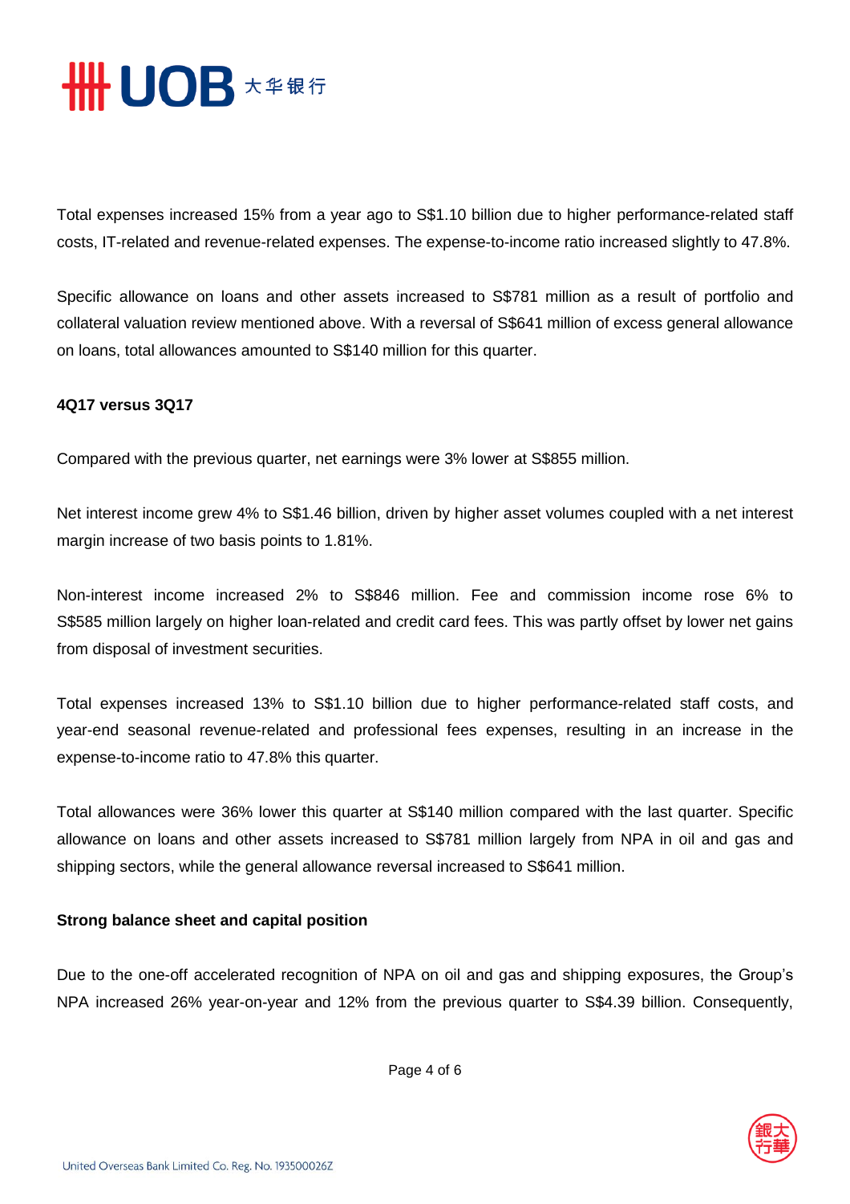Total expenses increased 15% from a year ago to S$1.10 billion due to higher performance-related staff costs, IT-related and revenue-related expenses. The expense-to-income ratio increased slightly to 47.8%.

Specific allowance on loans and other assets increased to S$781 million as a result of portfolio and collateral valuation review mentioned above. With a reversal of S$641 million of excess general allowance on loans, total allowances amounted to S$140 million for this quarter.

**4Q17 versus 3Q17**

Compared with the previous quarter, net earnings were 3% lower at S$855 million.

Net interest income grew 4% to S$1.46 billion, driven by higher asset volumes coupled with a net interest margin increase of two basis points to 1.81%.

Non-interest income increased 2% to S$846 million. Fee and commission income rose 6% to S$585 million largely on higher loan-related and credit card fees. This was partly offset by lower net gains from disposal of investment securities.

Total expenses increased 13% to S$1.10 billion due to higher performance-related staff costs, and year-end seasonal revenue-related and professional fees expenses, resulting in an increase in the expense-to-income ratio to 47.8% this quarter.

Total allowances were 36% lower this quarter at S$140 million compared with the last quarter. Specific allowance on loans and other assets increased to S$781 million largely from NPA in oil and gas and shipping sectors, while the general allowance reversal increased to S$641 million.

**Strong balance sheet and capital position**

Due to the one-off accelerated recognition of NPA on oil and gas and shipping exposures, the Group's NPA increased 26% year-on-year and 12% from the previous quarter to S$4.39 billion. Consequently,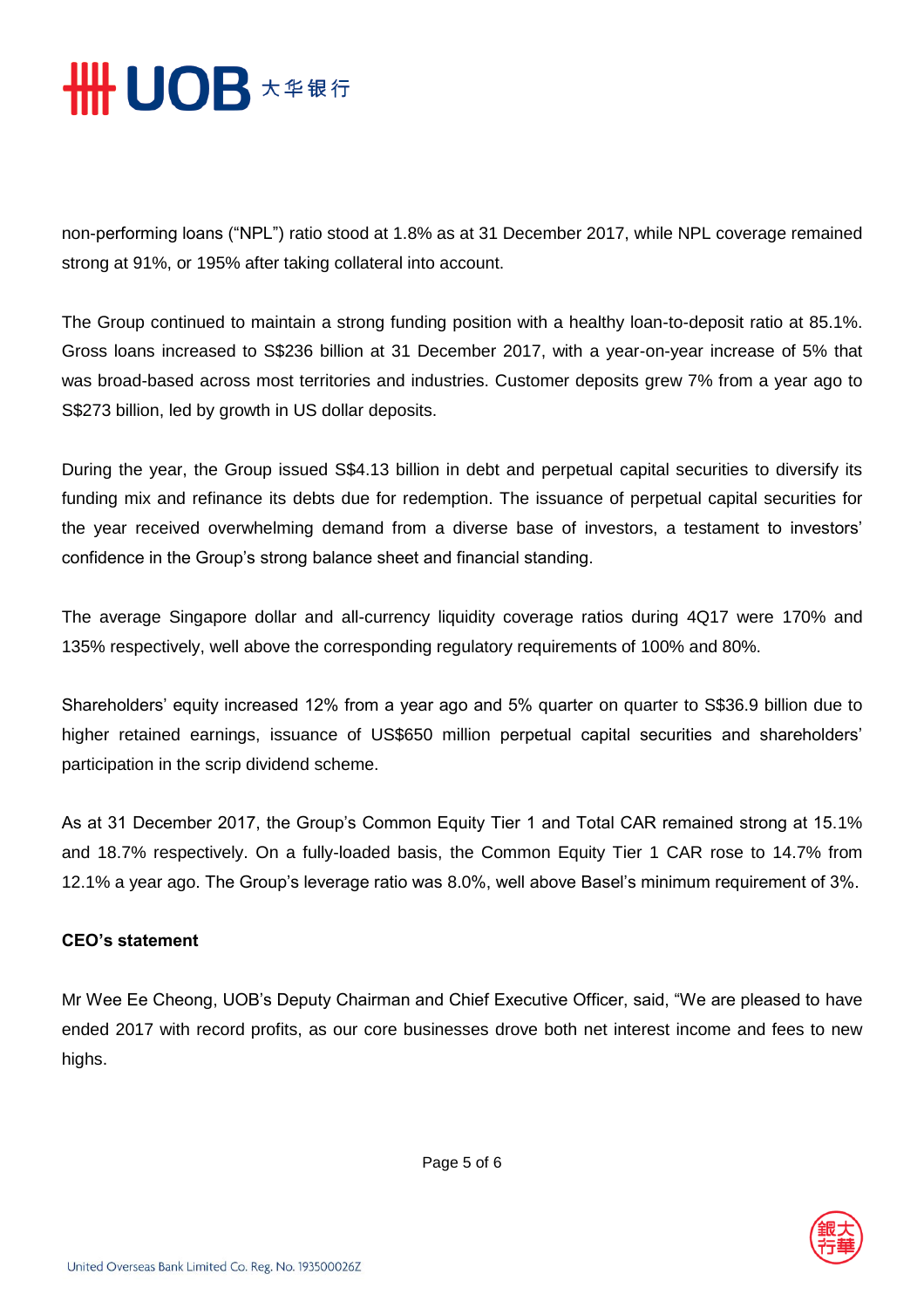non-performing loans ("NPL") ratio stood at 1.8% as at 31 December 2017, while NPL coverage remained strong at 91%, or 195% after taking collateral into account.

The Group continued to maintain a strong funding position with a healthy loan-to-deposit ratio at 85.1%. Gross loans increased to S$236 billion at 31 December 2017, with a year-on-year increase of 5% that was broad-based across most territories and industries. Customer deposits grew 7% from a year ago to S$273 billion, led by growth in US dollar deposits.

During the year, the Group issued S$4.13 billion in debt and perpetual capital securities to diversify its funding mix and refinance its debts due for redemption. The issuance of perpetual capital securities for the year received overwhelming demand from a diverse base of investors, a testament to investors' confidence in the Group's strong balance sheet and financial standing.

The average Singapore dollar and all-currency liquidity coverage ratios during 4Q17 were 170% and 135% respectively, well above the corresponding regulatory requirements of 100% and 80%.

Shareholders' equity increased 12% from a year ago and 5% quarter on quarter to S$36.9 billion due to higher retained earnings, issuance of US$650 million perpetual capital securities and shareholders' participation in the scrip dividend scheme.

As at 31 December 2017, the Group's Common Equity Tier 1 and Total CAR remained strong at 15.1% and 18.7% respectively. On a fully-loaded basis, the Common Equity Tier 1 CAR rose to 14.7% from 12.1% a year ago. The Group's leverage ratio was 8.0%, well above Basel's minimum requirement of 3%.

**CEO's statement**

Mr Wee Ee Cheong, UOB's Deputy Chairman and Chief Executive Officer, said, "We are pleased to have ended 2017 with record profits, as our core businesses drove both net interest income and fees to new highs.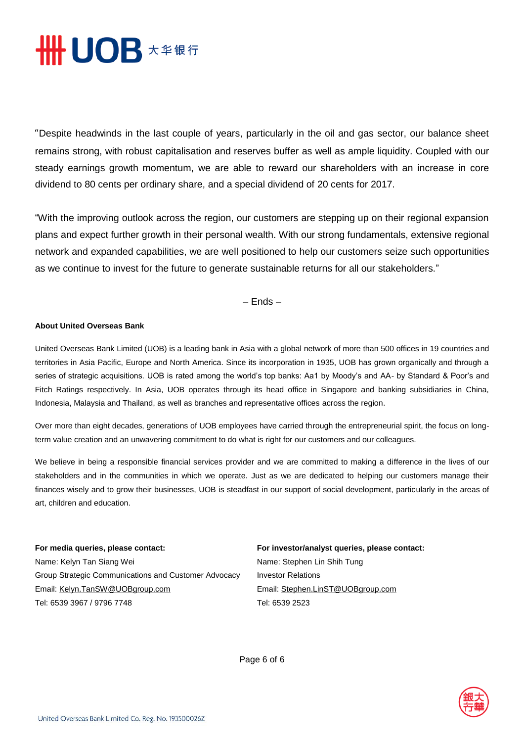"Despite headwinds in the last couple of years, particularly in the oil and gas sector, our balance sheet remains strong, with robust capitalisation and reserves buffer as well as ample liquidity. Coupled with our steady earnings growth momentum, we are able to reward our shareholders with an increase in core dividend to 80 cents per ordinary share, and a special dividend of 20 cents for 2017.

"With the improving outlook across the region, our customers are stepping up on their regional expansion plans and expect further growth in their personal wealth. With our strong fundamentals, extensive regional network and expanded capabilities, we are well positioned to help our customers seize such opportunities as we continue to invest for the future to generate sustainable returns for all our stakeholders."

– Ends –

**About United Overseas Bank**

United Overseas Bank Limited (UOB) is a leading bank in Asia with a global network of more than 500 offices in 19 countries and territories in Asia Pacific, Europe and North America. Since its incorporation in 1935, UOB has grown organically and through a series of strategic acquisitions. UOB is rated among the world's top banks: Aa1 by Moody's and AA- by Standard & Poor's and Fitch Ratings respectively. In Asia, UOB operates through its head office in Singapore and banking subsidiaries in China, Indonesia, Malaysia and Thailand, as well as branches and representative offices across the region.

Over more than eight decades, generations of UOB employees have carried through the entrepreneurial spirit, the focus on long-term value creation and an unwavering commitment to do what is right for our customers and our colleagues.

We believe in being a responsible financial services provider and we are committed to making a difference in the lives of our stakeholders and in the communities in which we operate. Just as we are dedicated to helping our customers manage their finances wisely and to grow their businesses, UOB is steadfast in our support of social development, particularly in the areas of art, children and education.

**For media queries, please contact:**
Name: Kelyn Tan Siang Wei
Group Strategic Communications and Customer Advocacy
Email: Kelyn.TanSW@UOBgroup.com
Tel: 6539 3967 / 9796 7748

**For investor/analyst queries, please contact:**
Name: Stephen Lin Shih Tung
Investor Relations
Email: Stephen.LinST@UOBgroup.com
Tel: 6539 2523

United Overseas Bank Limited Co. Reg. No. 193500026Z